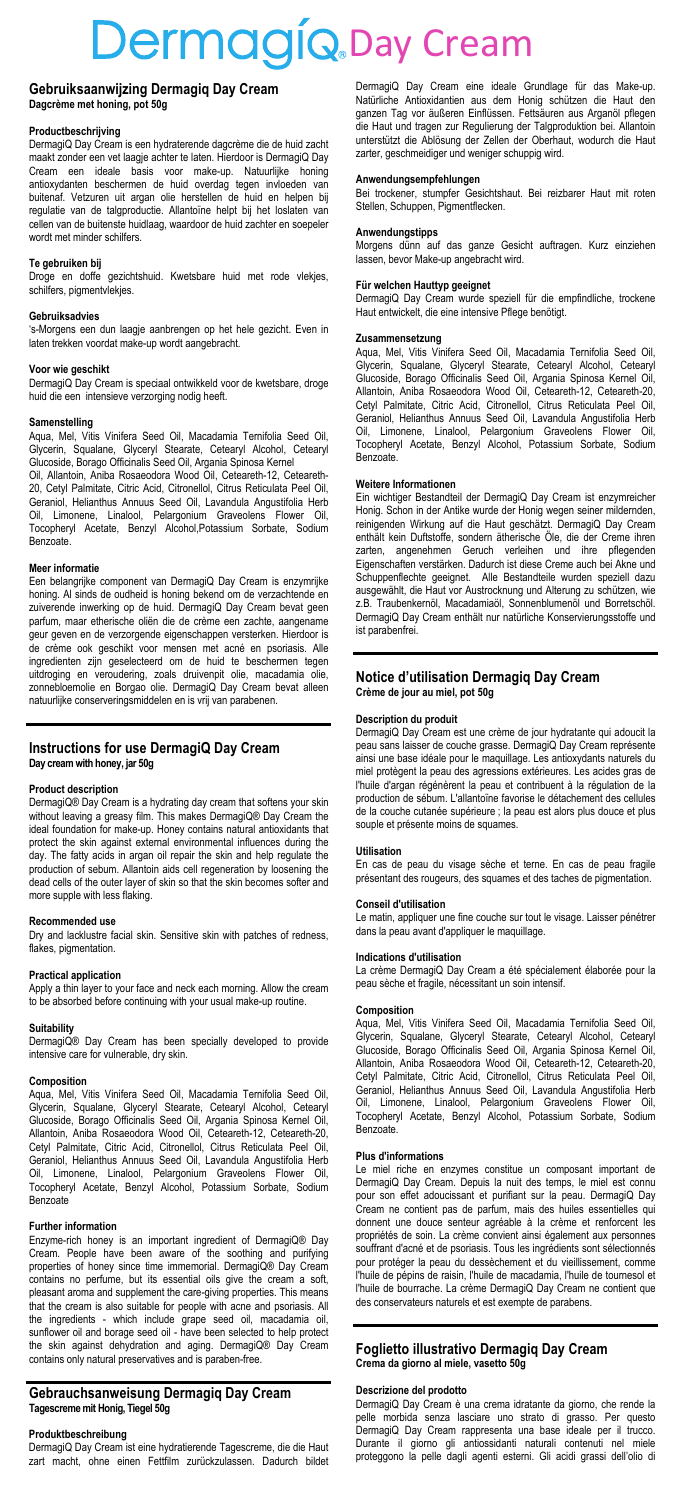# DermagiQ Day Cream

## Gebruiksaanwijzing Dermagiq Day Cream
**Dagcrème met honing, pot 50g**

### Productbeschrijving
DermagiQ Day Cream is een hydraterende dagcrème die de huid zacht maakt zonder een vet laagje achter te laten. Hierdoor is DermagiQ Day Cream een ideale basis voor make-up. Natuurlijke honing antioxydanten beschermen de huid overdag tegen invloeden van buitenaf. Vetzuren uit argan olie herstellen de huid en helpen bij regulatie van de talgproductie. Allantoïne helpt bij het loslaten van cellen van de buitenste huidlaag, waardoor de huid zachter en soepeler wordt met minder schilfers.

### Te gebruiken bij
Droge en doffe gezichtshuid. Kwetsbare huid met rode vlekjes, schilfers, pigmentvlekjes.

### Gebruiksadvies
's-Morgens een dun laagje aanbrengen op het hele gezicht. Even in laten trekken voordat make-up wordt aangebracht.

### Voor wie geschikt
DermagiQ Day Cream is speciaal ontwikkeld voor de kwetsbare, droge huid die een intensieve verzorging nodig heeft.

### Samenstelling
Aqua, Mel, Vitis Vinifera Seed Oil, Macadamia Ternifolia Seed Oil, Glycerin, Squalane, Glyceryl Stearate, Cetearyl Alcohol, Cetearyl Glucoside, Borago Officinalis Seed Oil, Argania Spinosa Kernel Oil, Allantoin, Aniba Rosaeodora Wood Oil, Ceteareth-12, Ceteareth-20, Cetyl Palmitate, Citric Acid, Citronellol, Citrus Reticulata Peel Oil, Geraniol, Helianthus Annuus Seed Oil, Lavandula Angustifolia Herb Oil, Limonene, Linalool, Pelargonium Graveolens Flower Oil, Tocopheryl Acetate, Benzyl Alcohol,Potassium Sorbate, Sodium Benzoate.

### Meer informatie
Een belangrijke component van DermagiQ Day Cream is enzymrijke honing. Al sinds de oudheid is honing bekend om de verzachtende en zuiverende inwerking op de huid. DermagiQ Day Cream bevat geen parfum, maar etherische oliën die de crème een zachte, aangename geur geven en de verzorgende eigenschappen versterken. Hierdoor is de crème ook geschikt voor mensen met acné en psoriasis. Alle ingrediënten zijn geselecteerd om de huid te beschermen tegen uitdroging en veroudering, zoals druivenpit olie, macadamia olie, zonnebloemolie en Borgao olie. DermagiQ Day Cream bevat alleen natuurlijke conserveringsmiddelen en is vrij van parabenen.

## Instructions for use DermagiQ Day Cream
**Day cream with honey, jar 50g**

### Product description
DermagiQ® Day Cream is a hydrating day cream that softens your skin without leaving a greasy film. This makes DermagiQ® Day Cream the ideal foundation for make-up. Honey contains natural antioxidants that protect the skin against external environmental influences during the day. The fatty acids in argan oil repair the skin and help regulate the production of sebum. Allantoin aids cell regeneration by loosening the dead cells of the outer layer of skin so that the skin becomes softer and more supple with less flaking.

### Recommended use
Dry and lackluster facial skin. Sensitive skin with patches of redness, flakes, pigmentation.

### Practical application
Apply a thin layer to your face and neck each morning. Allow the cream to be absorbed before continuing with your usual make-up routine.

### Suitability
DermagiQ® Day Cream has been specially developed to provide intensive care for vulnerable, dry skin.

### Composition
Aqua, Mel, Vitis Vinifera Seed Oil, Macadamia Ternifolia Seed Oil, Glycerin, Squalane, Glyceryl Stearate, Cetearyl Alcohol, Cetearyl Glucoside, Borago Officinalis Seed Oil, Argania Spinosa Kernel Oil, Allantoin, Aniba Rosaeodora Wood Oil, Ceteareth-12, Ceteareth-20, Cetyl Palmitate, Citric Acid, Citronellol, Citrus Reticulata Peel Oil, Geraniol, Helianthus Annuus Seed Oil, Lavandula Angustifolia Herb Oil, Limonene, Linalool, Pelargonium Graveolens Flower Oil, Tocopheryl Acetate, Benzyl Alcohol, Potassium Sorbate, Sodium Benzoate

### Further information
Enzyme-rich honey is an important ingredient of DermagiQ® Day Cream. People have been aware of the soothing and purifying properties of honey since time immemorial. DermagiQ® Day Cream contains no perfume, but its essential oils give the cream a soft, pleasant aroma and supplement the care-giving properties. This means that the cream is also suitable for people with acne and psoriasis. All the ingredients - which include grape seed oil, macadamia oil, sunflower oil and borage seed oil - have been selected to help protect the skin against dehydration and aging. DermagiQ® Day Cream contains only natural preservatives and is paraben-free.

## Gebrauchsanweisung Dermagiq Day Cream
**Tagescreme mit Honig, Tiegel 50g**

### Produktbeschreibung
DermagiQ Day Cream ist eine hydratierende Tagescreme, die die Haut zart macht, ohne einen Fettfilm zurückzulassen. Dadurch bildet DermagiQ Day Cream eine ideale Grundlage für das Make-up. Natürliche Antioxidantien aus dem Honig schützen die Haut den ganzen Tag vor äußeren Einflüssen. Fettsäuren aus Arganöl pflegen die Haut und tragen zur Regulierung der Talgproduktion bei. Allantoin unterstützt die Ablösung der Zellen der Oberhaut, wodurch die Haut zarter, geschmeidiger und weniger schuppig wird.

### Anwendungsempfehlungen
Bei trockener, stumpfer Gesichtshaut. Bei reizbarer Haut mit roten Stellen, Schuppen, Pigmentflecken.

### Anwendungstipps
Morgens dünn auf das ganze Gesicht auftragen. Kurz einziehen lassen, bevor Make-up angebracht wird.

### Für welchen Hauttyp geeignet
DermagiQ Day Cream wurde speziell für die empfindliche, trockene Haut entwickelt, die eine intensive Pflege benötigt.

### Zusammensetzung
Aqua, Mel, Vitis Vinifera Seed Oil, Macadamia Ternifolia Seed Oil, Glycerin, Squalane, Glyceryl Stearate, Cetearyl Alcohol, Cetearyl Glucoside, Borago Officinalis Seed Oil, Argania Spinosa Kernel Oil, Allantoin, Aniba Rosaeodora Wood Oil, Ceteareth-12, Ceteareth-20, Cetyl Palmitate, Citric Acid, Citronellol, Citrus Reticulata Peel Oil, Geraniol, Helianthus Annuus Seed Oil, Lavandula Angustifolia Herb Oil, Limonene, Linalool, Pelargonium Graveolens Flower Oil, Tocopheryl Acetate, Benzyl Alcohol, Potassium Sorbate, Sodium Benzoate.

### Weitere Informationen
Ein wichtiger Bestandteil der DermagiQ Day Cream ist enzymreicher Honig. Schon in der Antike wurde der Honig wegen seiner mildernden, reinigenden Wirkung auf die Haut geschätzt. DermagiQ Day Cream enthält kein Duftstoffe, sondern ätherische Öle, die der Creme ihren zarten, angenehmen Geruch verleihen und ihre pflegenden Eigenschaften verstärken. Dadurch ist diese Creme auch bei Akne und Schuppenflechte geeignet. Alle Bestandteile wurden speziell dazu ausgewählt, die Haut vor Austrocknung und Alterung zu schützen, wie z.B. Traubenkernöl, Macadamiaöl, Sonnenblumenöl und Borretschöl. DermagiQ Day Cream enthält nur natürliche Konservierungsstoffe und ist parabenfrei.

## Notice d'utilisation Dermagiq Day Cream
**Crème de jour au miel, pot 50g**

### Description du produit
DermagiQ Day Cream est une crème de jour hydratante qui adoucit la peau sans laisser de couche grasse. DermagiQ Day Cream représente ainsi une base idéale pour le maquillage. Les antioxydants naturels du miel protègent la peau des agressions extérieures. Les acides gras de l'huile d'argan régénèrent la peau et contribuent à la régulation de la production de sébum. L'allantoïne favorise le détachement des cellules de la couche cutanée supérieure ; la peau est alors plus douce et plus souple et présente moins de squames.

### Utilisation
En cas de peau du visage sèche et terne. En cas de peau fragile présentant des rougeurs, des squames et des taches de pigmentation.

### Conseil d'utilisation
Le matin, appliquer une fine couche sur tout le visage. Laisser pénétrer dans la peau avant d'appliquer le maquillage.

### Indications d'utilisation
La crème DermagiQ Day Cream a été spécialement élaborée pour la peau sèche et fragile, nécessitant un soin intensif.

### Composition
Aqua, Mel, Vitis Vinifera Seed Oil, Macadamia Ternifolia Seed Oil, Glycerin, Squalane, Glyceryl Stearate, Cetearyl Alcohol, Cetearyl Glucoside, Borago Officinalis Seed Oil, Argania Spinosa Kernel Oil, Allantoin, Aniba Rosaeodora Wood Oil, Ceteareth-12, Ceteareth-20, Cetyl Palmitate, Citric Acid, Citronellol, Citrus Reticulata Peel Oil, Geraniol, Helianthus Annuus Seed Oil, Lavandula Angustifolia Herb Oil, Limonene, Linalool, Pelargonium Graveolens Flower Oil, Tocopheryl Acetate, Benzyl Alcohol, Potassium Sorbate, Sodium Benzoate.

### Plus d'informations
Le miel riche en enzymes constitue un composant important de DermagiQ Day Cream. Depuis la nuit des temps, le miel est connu pour son effet adoucissant et purifiant sur la peau. DermagiQ Day Cream ne contient pas de parfum, mais des huiles essentielles qui donnent une douce senteur agréable à la crème et renforcent les propriétés de soin. La crème convient ainsi également aux personnes souffrant d'acné et de psoriasis. Tous les ingrédients sont sélectionnés pour protéger la peau du dessèchement et du vieillissement, comme l'huile de pépins de raisin, l'huile de macadamia, l'huile de tournesol et l'huile de bourrache. La crème DermagiQ Day Cream ne contient que des conservateurs naturels et est exempte de parabens.

## Foglietto illustrativo Dermagiq Day Cream
**Crema da giorno al miele, vasetto 50g**

### Descrizione del prodotto
DermagiQ Day Cream è una crema idratante da giorno, che rende la pelle morbida senza lasciare uno strato di grasso. Per questo DermagiQ Day Cream rappresenta una base ideale per il trucco. Durante il giorno gli antiossidanti naturali contenuti nel miele proteggono la pelle dagli agenti esterni. Gli acidi grassi dell'olio di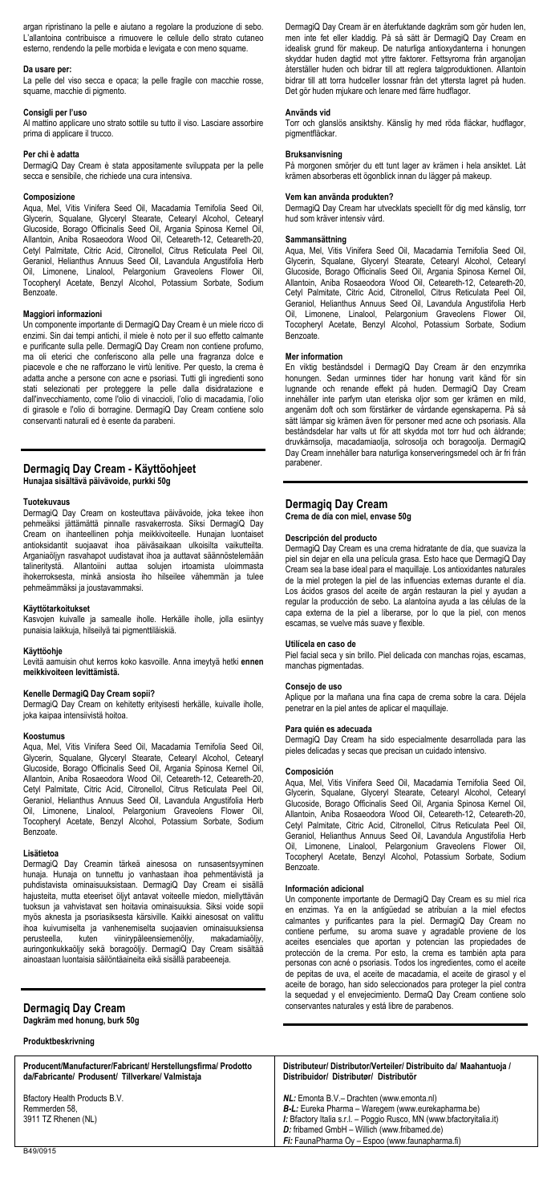argan ripristinano la pelle e aiutano a regolare la produzione di sebo. L'allantoina contribuisce a rimuovere le cellule dello strato cutaneo esterno, rendendo la pelle morbida e levigata e con meno squame.

#### Da usare per:

La pelle del viso secca e opaca; la pelle fragile con macchie rosse, squame, macchie di pigmento.

#### Consigli per l'uso

Al mattino applicare uno strato sottile su tutto il viso. Lasciare assorbire prima di applicare il trucco.

#### Per chi è adatta

DermagiQ Day Cream è stata appositamente sviluppata per la pelle secca e sensibile, che richiede una cura intensiva.

#### Composizione

Aqua, Mel, Vitis Vinifera Seed Oil, Macadamia Ternifolia Seed Oil, Glycerin, Squalane, Glyceryl Stearate, Cetearyl Alcohol, Cetearyl Glucoside, Borago Officinalis Seed Oil, Argania Spinosa Kernel Oil, Allantoin, Aniba Rosaeodora Wood Oil, Ceteareth-12, Ceteareth-20, Cetyl Palmitate, Citric Acid, Citronellol, Citrus Reticulata Peel Oil, Geraniol, Helianthus Annuus Seed Oil, Lavandula Angustifolia Herb Oil, Limonene, Linalool, Pelargonium Graveolens Flower Oil, Tocopheryl Acetate, Benzyl Alcohol, Potassium Sorbate, Sodium Benzoate.

#### Maggiori informazioni

Un componente importante di DermagiQ Day Cream è un miele ricco di enzimi. Sin dai tempi antichi, il miele è noto per il suo effetto calmante e purificante sulla pelle. DermagiQ Day Cream non contiene profumo, ma oli eterici che conferiscono alla pelle una fragranza dolce e piacevole e che ne rafforzano le virtù lenitive. Per questo, la crema è adatta anche a persone con acne e psoriasi. Tutti gli ingredienti sono stati selezionati per proteggere la pelle dalla disidratazione e dall'invecchiamento, come l'olio di vinacciolo, l'olio di macadamia, l'olio di girasole e l'olio di borragine. DermagiQ Day Cream contiene solo conservanti naturali ed è esente da parabeni.

## Dermagiq Day Cream - Käyttöohjeet

**Hunajaa sisältävä päivävoide, purkki 50g**

#### Tuotekuvaus

DermagiQ Day Cream on kosteuttava päivävoide, joka tekee ihon pehmeäksi jättämättä pinnalle rasvakerrosta. Siksi DermagiQ Day Cream on ihanteellinen pohja meikkivoiteelle. Hunajan luontaiset antioksidantit suojaavat ihoa päiväsaikaan ulkoisilta vaikutteilta. Arganiaöljyn rasvahapot uudistavat ihoa ja auttavat säännöstelemään talineritystä. Allantoiini auttaa solujen irtoamista uloimmasta ihokerroksesta, minkä ansiosta iho hilseilee vähemmän ja tulee pehmeämmäksi ja joustavammaksi.

#### Käyttötarkoitukset

Kasvojen kuivalle ja samealle iholle. Herkälle iholle, jolla esiintyy punaisia laikkuja, hilseilyä tai pigmenttiläiskiä.

#### Käyttöohje

Levitä aamuisin ohut kerros koko kasvoille. Anna imeytyä hetki **ennen meikkivoiteen levittämistä.**

#### Kenelle DermagiQ Day Cream sopii?

DermagiQ Day Cream on kehitetty erityisesti herkälle, kuivalle iholle, joka kaipaa intensiivistä hoitoa.

#### Koostumus

Aqua, Mel, Vitis Vinifera Seed Oil, Macadamia Ternifolia Seed Oil, Glycerin, Squalane, Glyceryl Stearate, Cetearyl Alcohol, Cetearyl Glucoside, Borago Officinalis Seed Oil, Argania Spinosa Kernel Oil, Allantoin, Aniba Rosaeodora Wood Oil, Ceteareth-12, Ceteareth-20, Cetyl Palmitate, Citric Acid, Citronellol, Citrus Reticulata Peel Oil, Geraniol, Helianthus Annuus Seed Oil, Lavandula Angustifolia Herb Oil, Limonene, Linalool, Pelargonium Graveolens Flower Oil, Tocopheryl Acetate, Benzyl Alcohol, Potassium Sorbate, Sodium Benzoate.

#### Lisätietoa

DermagiQ Day Creamin tärkeä ainesosa on runsasentsyyminen hunaja. Hunaja on tunnettu jo vanhastaan ihoa pehmentävistä ja puhdistavista ominaisuuksistaan. DermagiQ Day Cream ei sisällä hajusteita, mutta eteeriset öljyt antavat voiteelle miedon, miellyttävän tuoksun ja vahvistavat sen hoitavia ominaisuuksia. Siksi voide sopii myös aknesta ja psoriasiksesta kärsiville. Kaikki ainesosat on valittu ihoa kuivumiselta ja vanhenemiselta suojaavien ominaisuuksiensa perusteella, kuten viinirypäleensiemenöljy, makadamiaöljy, auringonkukkaöljy sekä boragoöljy. DermagiQ Day Cream sisältää ainoastaan luontaisia säilöntäaineita eikä sisällä parabeeneja.

## Dermagiq Day Cream

**Dagkräm med honung, burk 50g**

#### Produktbeskrivning

DermagiQ Day Cream är en återfuktande dagkräm som gör huden len, men inte fet eller kladdig. På så sätt är DermagiQ Day Cream en idealisk grund för makeup. De naturliga antioxydanterna i honungen skyddar huden dagtid mot yttre faktorer. Fettsyrorna från arganoljan återställer huden och bidrar till att reglera talgproduktionen. Allantoin bidrar till att torra hudceller lossnar från det yttersta lagret på huden. Det gör huden mjukare och lenare med färre hudflagor.

#### Används vid

Torr och glanslös ansiktshy. Känslig hy med röda fläckar, hudflagor, pigmentfläckar.

#### Bruksanvisning

På morgonen smörjer du ett tunt lager av krämen i hela ansiktet. Låt krämen absorberas ett ögonblick innan du lägger på makeup.

#### Vem kan använda produkten?

DermagiQ Day Cream har utvecklats speciellt för dig med känslig, torr hud som kräver intensiv vård.

#### Sammansättning

Aqua, Mel, Vitis Vinifera Seed Oil, Macadamia Ternifolia Seed Oil, Glycerin, Squalane, Glyceryl Stearate, Cetearyl Alcohol, Cetearyl Glucoside, Borago Officinalis Seed Oil, Argania Spinosa Kernel Oil, Allantoin, Aniba Rosaeodora Wood Oil, Ceteareth-12, Ceteareth-20, Cetyl Palmitate, Citric Acid, Citronellol, Citrus Reticulata Peel Oil, Geraniol, Helianthus Annuus Seed Oil, Lavandula Angustifolia Herb Oil, Limonene, Linalool, Pelargonium Graveolens Flower Oil, Tocopheryl Acetate, Benzyl Alcohol, Potassium Sorbate, Sodium Benzoate.

#### Mer information

En viktig beståndsdel i DermagiQ Day Cream är den enzymrika honungen. Sedan urminnes tider har honung varit känd för sin lugnande och renande effekt på huden. DermagiQ Day Cream innehåller inte parfym utan eteriska oljor som ger krämen en mild, angenäm doft och som förstärker de vårdande egenskaperna. På så sätt lämpar sig krämen även för personer med acne och psoriasis. Alla beståndsdelar har valts ut för att skydda mot torr hud och åldrande; druvkärnsolja, macadamiaolja, solrosolja och boragoolja. DermagiQ Day Cream innehåller bara naturliga konserveringsmedel och är fri från parabener.

## Dermagiq Day Cream

**Crema de día con miel, envase 50g**

#### Descripción del producto

DermagiQ Day Cream es una crema hidratante de día, que suaviza la piel sin dejar en ella una película grasa. Esto hace que DermagiQ Day Cream sea la base ideal para el maquillaje. Los antioxidantes naturales de la miel protegen la piel de las influencias externas durante el día. Los ácidos grasos del aceite de argán restauran la piel y ayudan a regular la producción de sebo. La alantoína ayuda a las células de la capa externa de la piel a liberarse, por lo que la piel, con menos escamas, se vuelve más suave y flexible.

#### Utilícela en caso de

Piel facial seca y sin brillo. Piel delicada con manchas rojas, escamas, manchas pigmentadas.

#### Consejo de uso

Aplique por la mañana una fina capa de crema sobre la cara. Déjela penetrar en la piel antes de aplicar el maquillaje.

#### Para quién es adecuada

DermagiQ Day Cream ha sido especialmente desarrollada para las pieles delicadas y secas que precisan un cuidado intensivo.

#### Composición

Aqua, Mel, Vitis Vinifera Seed Oil, Macadamia Ternifolia Seed Oil, Glycerin, Squalane, Glyceryl Stearate, Cetearyl Alcohol, Cetearyl Glucoside, Borago Officinalis Seed Oil, Argania Spinosa Kernel Oil, Allantoin, Aniba Rosaeodora Wood Oil, Ceteareth-12, Ceteareth-20, Cetyl Palmitate, Citric Acid, Citronellol, Citrus Reticulata Peel Oil, Geraniol, Helianthus Annuus Seed Oil, Lavandula Angustifolia Herb Oil, Limonene, Linalool, Pelargonium Graveolens Flower Oil, Tocopheryl Acetate, Benzyl Alcohol, Potassium Sorbate, Sodium Benzoate.

#### Información adicional

Un componente importante de DermagiQ Day Cream es su miel rica en enzimas. Ya en la antigüedad se atribuían a la miel efectos calmantes y purificantes para la piel. DermagiQ Day Cream no contiene perfume, su aroma suave y agradable proviene de los aceites esenciales que aportan y potencian las propiedades de protección de la crema. Por esto, la crema es también apta para personas con acné o psoriasis. Todos los ingredientes, como el aceite de pepitas de uva, el aceite de macadamia, el aceite de girasol y el aceite de borago, han sido seleccionados para proteger la piel contra la sequedad y el envejecimiento. DermaQ Day Cream contiene solo conservantes naturales y está libre de parabenos.

| Producent/Manufacturer/Fabricant/ Herstellungsfirma/ Prodotto da/Fabricante/ Produsent/ Tillverkare/ Valmistaja | Distributeur/ Distributor/Verteiler/ Distribuito da/ Maahantuoja / Distribuidor/ Distributør/ Distributör |
|---|---|
| Bfactory Health Products B.V.<br>Remmerden 58,<br>3911 TZ Rhenen (NL) | *NL:* Emonta B.V.– Drachten (www.emonta.nl)<br>*B-L:* Eureka Pharma – Waregem (www.eurekapharma.be)<br>*I:* Bfactory Italia s.r.l. – Poggio Rusco, MN (www.bfactoryitalia.it)<br>*D:* fribamed GmbH – Willich (www.fribamed.de)<br>*Fi:* FaunaPharma Oy – Espoo (www.faunapharma.fi) |

B49/0915